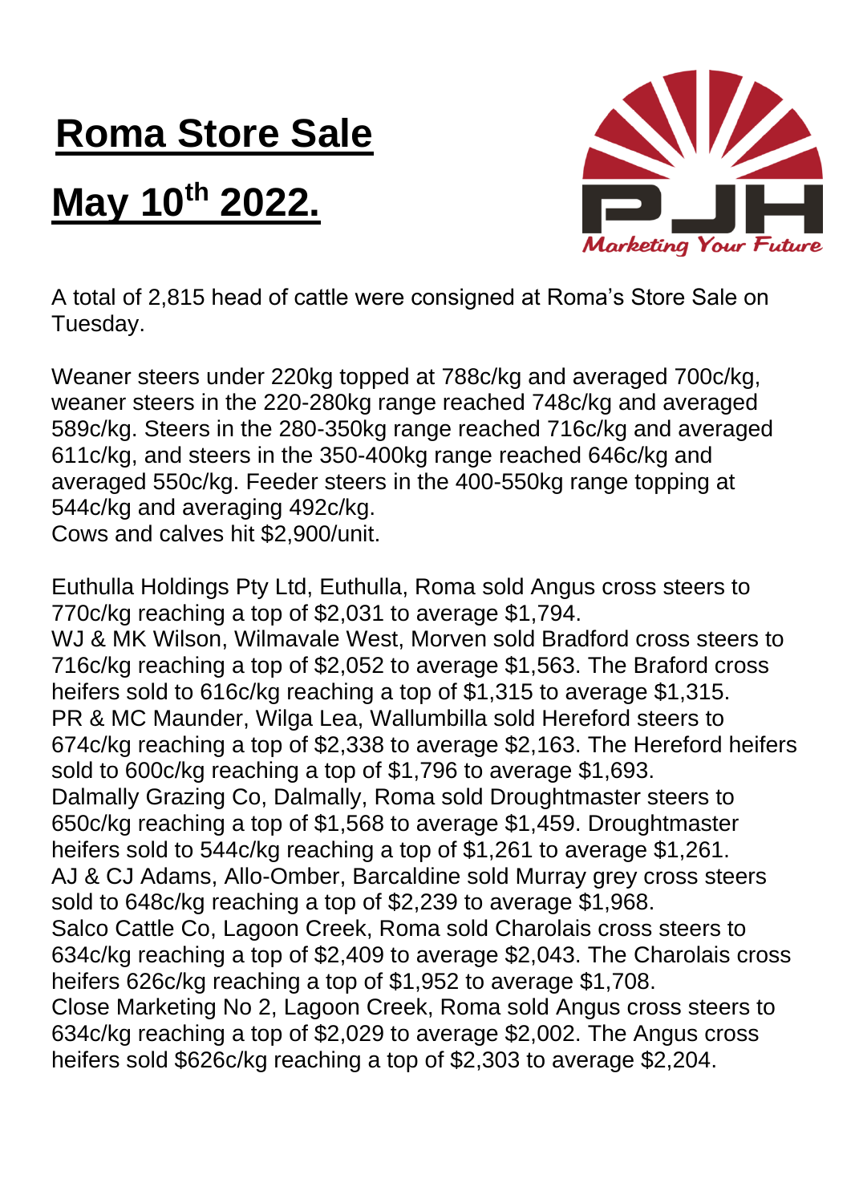# Roma Store Sale

# May 10th 2022.

PJH

*Marketing Your Future*

A total of 2,815 head of cattle were consigned at Roma's Store Sale on Tuesday.

Weaner steers under 220kg topped at 788c/kg and averaged 700c/kg, weaner steers in the 220-280kg range reached 748c/kg and averaged 589c/kg. Steers in the 280-350kg range reached 716c/kg and averaged 611c/kg, and steers in the 350-400kg range reached 646c/kg and averaged 550c/kg. Feeder steers in the 400-550kg range topping at 544c/kg and averaging 492c/kg.
Cows and calves hit $2,900/unit.

Euthulla Holdings Pty Ltd, Euthulla, Roma sold Angus cross steers to 770c/kg reaching a top of $2,031 to average $1,794.
WJ & MK Wilson, Wilmavale West, Morven sold Bradford cross steers to 716c/kg reaching a top of $2,052 to average $1,563. The Braford cross heifers sold to 616c/kg reaching a top of $1,315 to average $1,315.
PR & MC Maunder, Wilga Lea, Wallumbilla sold Hereford steers to 674c/kg reaching a top of $2,338 to average $2,163. The Hereford heifers sold to 600c/kg reaching a top of $1,796 to average $1,693.
Dalmally Grazing Co, Dalmally, Roma sold Droughtmaster steers to 650c/kg reaching a top of $1,568 to average $1,459. Droughtmaster heifers sold to 544c/kg reaching a top of $1,261 to average $1,261.
AJ & CJ Adams, Allo-Omber, Barcaldine sold Murray grey cross steers sold to 648c/kg reaching a top of $2,239 to average $1,968.
Salco Cattle Co, Lagoon Creek, Roma sold Charolais cross steers to 634c/kg reaching a top of $2,409 to average $2,043. The Charolais cross heifers 626c/kg reaching a top of $1,952 to average $1,708.
Close Marketing No 2, Lagoon Creek, Roma sold Angus cross steers to 634c/kg reaching a top of $2,029 to average $2,002. The Angus cross heifers sold $626c/kg reaching a top of $2,303 to average $2,204.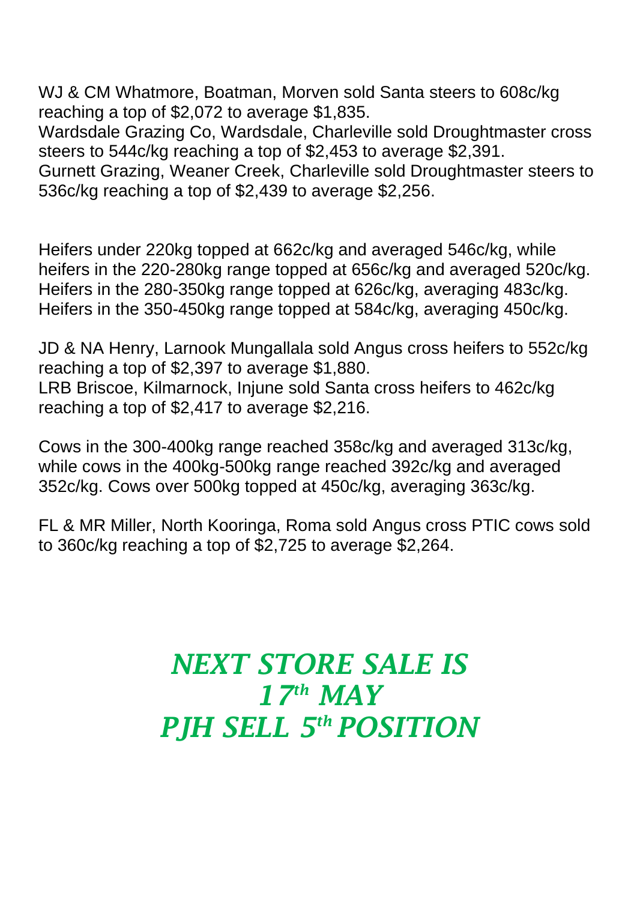WJ & CM Whatmore, Boatman, Morven sold Santa steers to 608c/kg reaching a top of $2,072 to average $1,835.
Wardsdale Grazing Co, Wardsdale, Charleville sold Droughtmaster cross steers to 544c/kg reaching a top of $2,453 to average $2,391.
Gurnett Grazing, Weaner Creek, Charleville sold Droughtmaster steers to 536c/kg reaching a top of $2,439 to average $2,256.

Heifers under 220kg topped at 662c/kg and averaged 546c/kg, while heifers in the 220-280kg range topped at 656c/kg and averaged 520c/kg. Heifers in the 280-350kg range topped at 626c/kg, averaging 483c/kg. Heifers in the 350-450kg range topped at 584c/kg, averaging 450c/kg.

JD & NA Henry, Larnook Mungallala sold Angus cross heifers to 552c/kg reaching a top of $2,397 to average $1,880.
LRB Briscoe, Kilmarnock, Injune sold Santa cross heifers to 462c/kg reaching a top of $2,417 to average $2,216.

Cows in the 300-400kg range reached 358c/kg and averaged 313c/kg, while cows in the 400kg-500kg range reached 392c/kg and averaged 352c/kg. Cows over 500kg topped at 450c/kg, averaging 363c/kg.

FL & MR Miller, North Kooringa, Roma sold Angus cross PTIC cows sold to 360c/kg reaching a top of $2,725 to average $2,264.

## *NEXT STORE SALE IS 17th MAY*
## *PJH SELL 5th POSITION*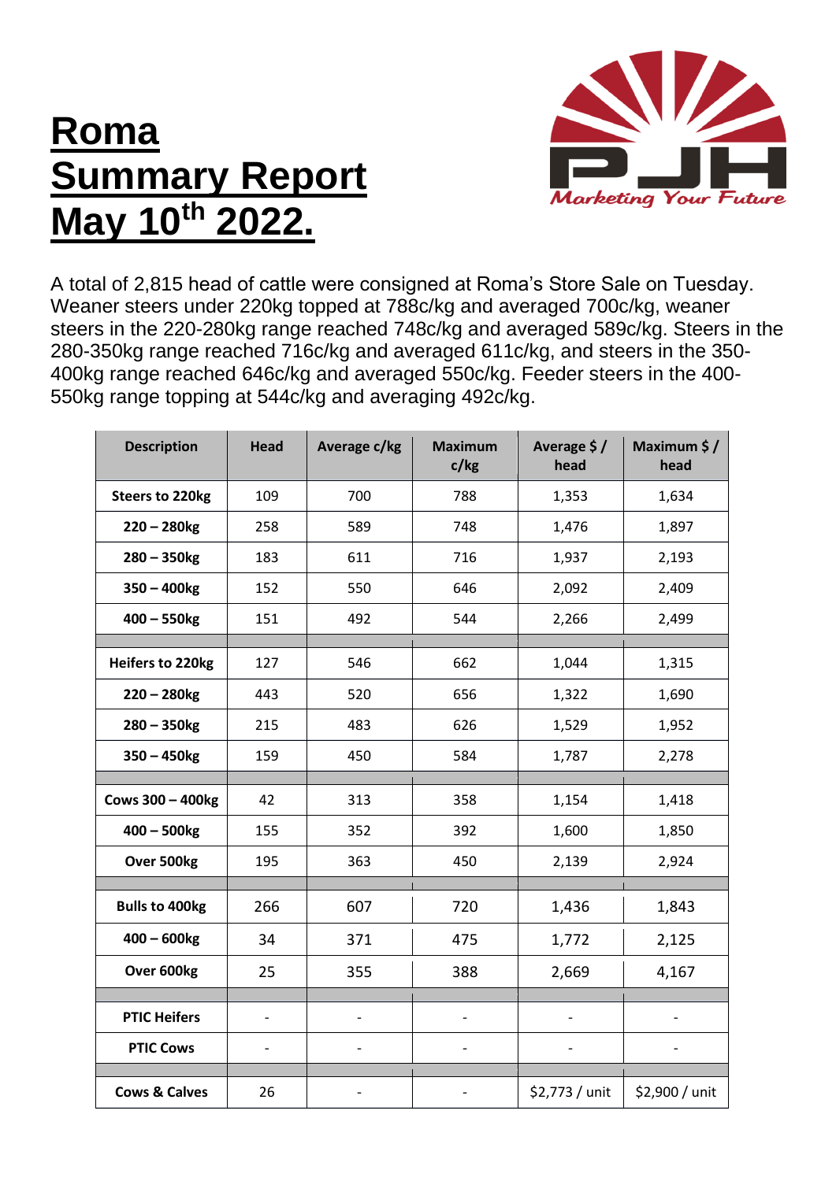# Roma Summary Report May 10th 2022.

Marketing Your Future

A total of 2,815 head of cattle were consigned at Roma's Store Sale on Tuesday. Weaner steers under 220kg topped at 788c/kg and averaged 700c/kg, weaner steers in the 220-280kg range reached 748c/kg and averaged 589c/kg. Steers in the 280-350kg range reached 716c/kg and averaged 611c/kg, and steers in the 350-400kg range reached 646c/kg and averaged 550c/kg. Feeder steers in the 400-550kg range topping at 544c/kg and averaging 492c/kg.

| Description | Head | Average c/kg | Maximum c/kg | Average $ / head | Maximum $ / head |
|---|---|---|---|---|---|
| Steers to 220kg | 109 | 700 | 788 | 1,353 | 1,634 |
| 220 – 280kg | 258 | 589 | 748 | 1,476 | 1,897 |
| 280 – 350kg | 183 | 611 | 716 | 1,937 | 2,193 |
| 350 – 400kg | 152 | 550 | 646 | 2,092 | 2,409 |
| 400 – 550kg | 151 | 492 | 544 | 2,266 | 2,499 |
| | | | | | |
| Heifers to 220kg | 127 | 546 | 662 | 1,044 | 1,315 |
| 220 – 280kg | 443 | 520 | 656 | 1,322 | 1,690 |
| 280 – 350kg | 215 | 483 | 626 | 1,529 | 1,952 |
| 350 – 450kg | 159 | 450 | 584 | 1,787 | 2,278 |
| | | | | | |
| Cows 300 – 400kg | 42 | 313 | 358 | 1,154 | 1,418 |
| 400 – 500kg | 155 | 352 | 392 | 1,600 | 1,850 |
| Over 500kg | 195 | 363 | 450 | 2,139 | 2,924 |
| | | | | | |
| Bulls to 400kg | 266 | 607 | 720 | 1,436 | 1,843 |
| 400 – 600kg | 34 | 371 | 475 | 1,772 | 2,125 |
| Over 600kg | 25 | 355 | 388 | 2,669 | 4,167 |
| | | | | | |
| PTIC Heifers | - | - | - | - | - |
| PTIC Cows | - | - | - | - | - |
| | | | | | |
| Cows & Calves | 26 | - | - | $2,773 / unit | $2,900 / unit |